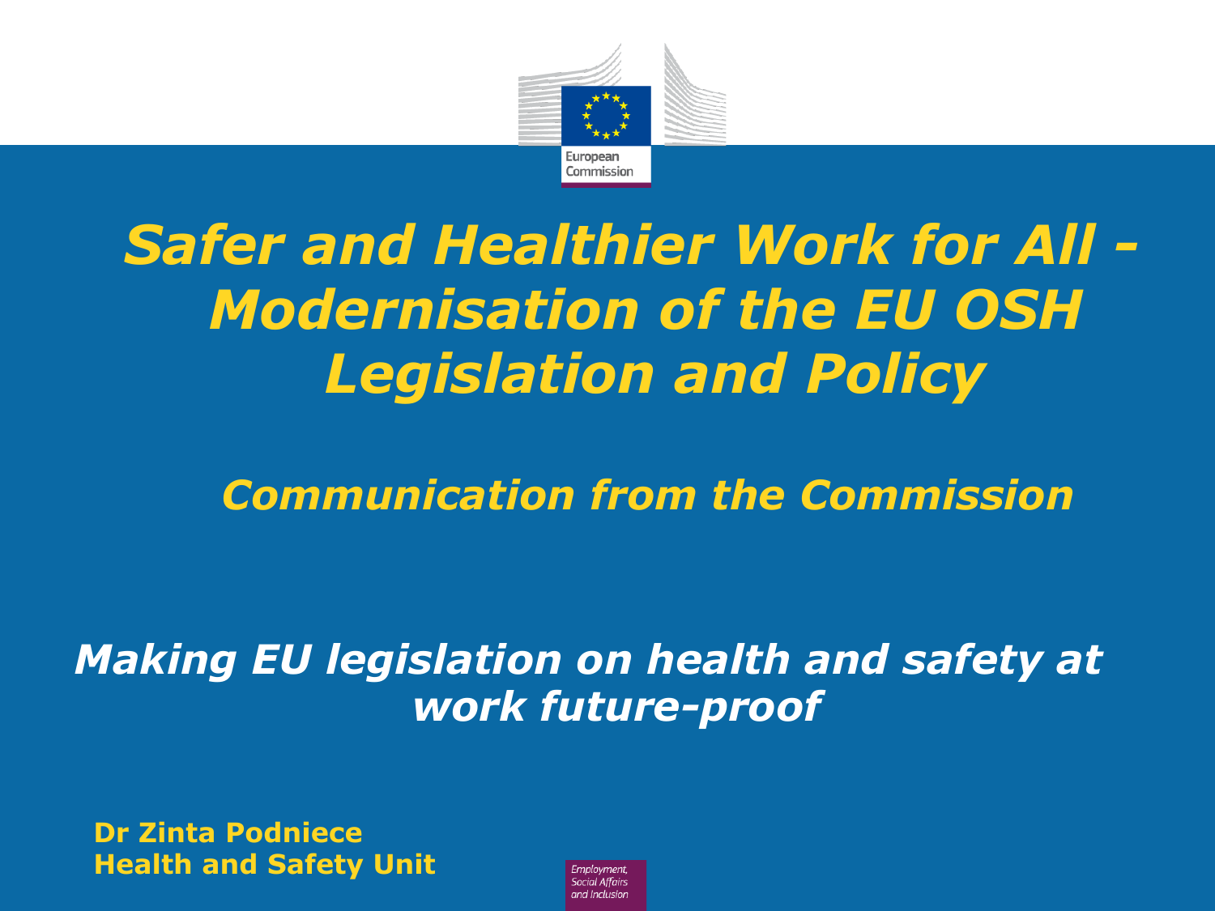European Commission

# *Safer and Healthier Work for All - Modernisation of the EU OSH Legislation and Policy*

## *Communication from the Commission*

### *Making EU legislation on health and safety at work future-proof*

**Dr Zinta Podniece**
**Health and Safety Unit**

*Employment, Social Affairs and Inclusion*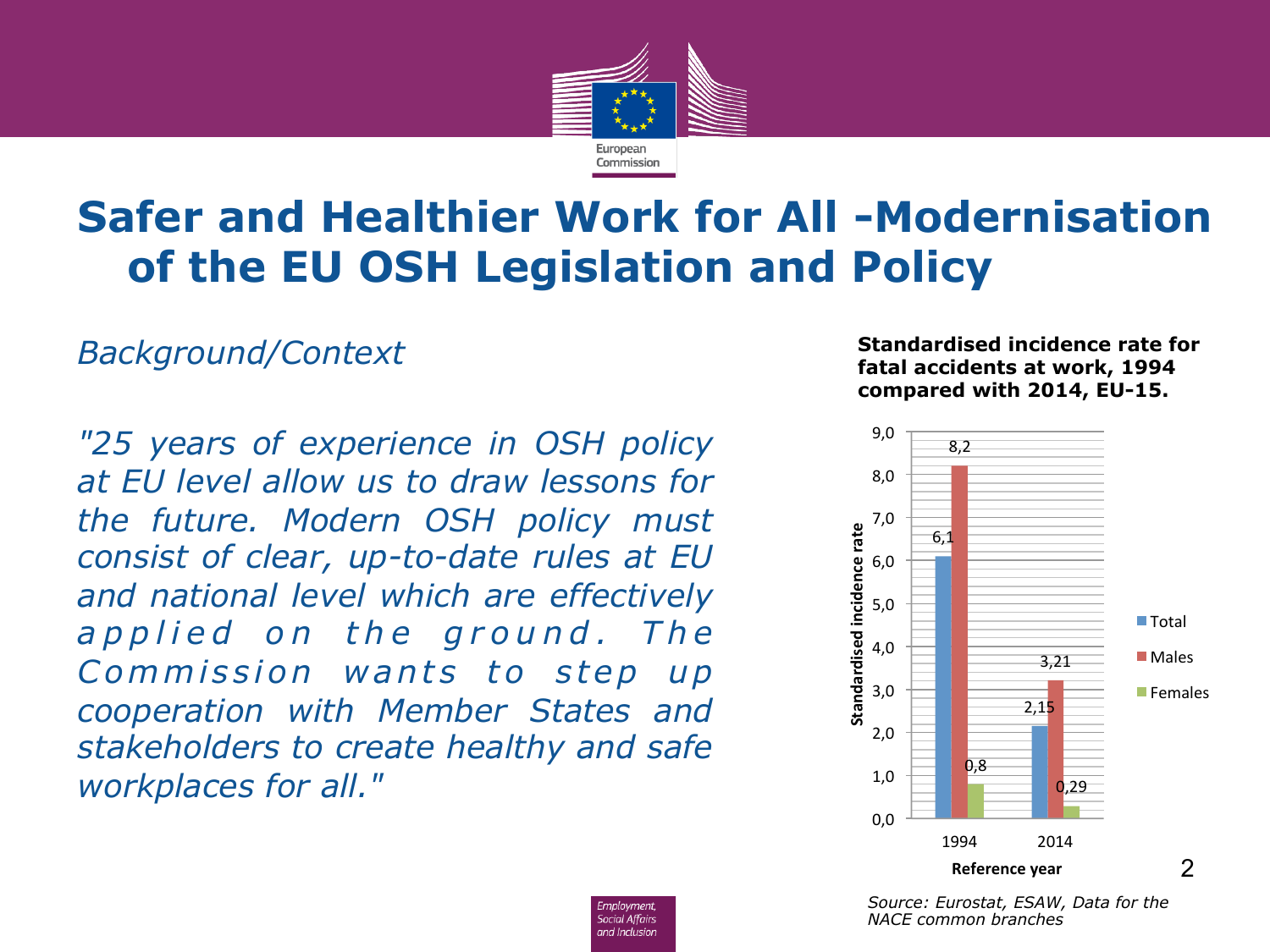# Safer and Healthier Work for All -Modernisation of the EU OSH Legislation and Policy

*Background/Context*

*"25 years of experience in OSH policy at EU level allow us to draw lessons for the future. Modern OSH policy must consist of clear, up-to-date rules at EU and national level which are effectively applied on the ground. The Commission wants to step up cooperation with Member States and stakeholders to create healthy and safe workplaces for all."*

**Standardised incidence rate for fatal accidents at work, 1994 compared with 2014, EU-15.**

| Reference year | Total | Males | Females |
|---|---|---|---|
| 1994 | 6,1 | 8,2 | 0,8 |
| 2014 | 2,15 | 3,21 | 0,29 |

*Source: Eurostat, ESAW, Data for the NACE common branches*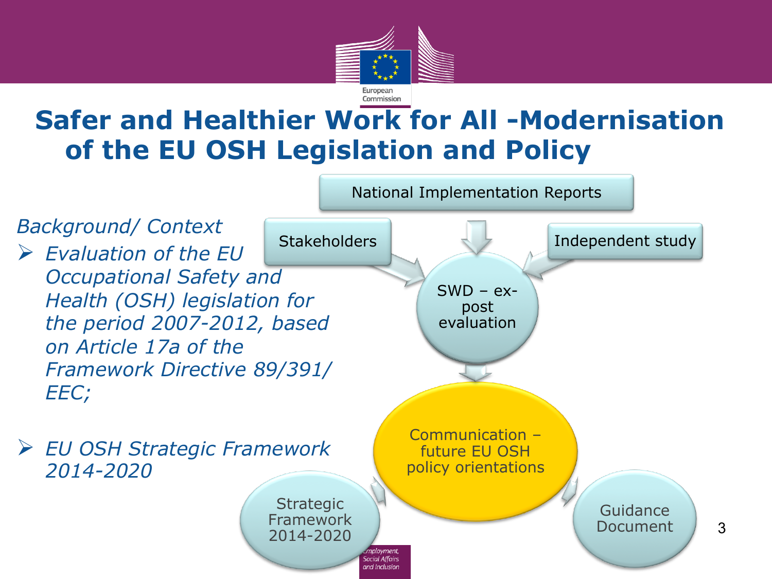# Safer and Healthier Work for All -Modernisation of the EU OSH Legislation and Policy

*Background/ Context*

- *Evaluation of the EU Occupational Safety and Health (OSH) legislation for the period 2007-2012, based on Article 17a of the Framework Directive 89/391/ EEC;*

- *EU OSH Strategic Framework 2014-2020*

National Implementation Reports

Stakeholders

Independent study

SWD – ex-post evaluation

Communication – future EU OSH policy orientations

Strategic Framework 2014-2020

Guidance Document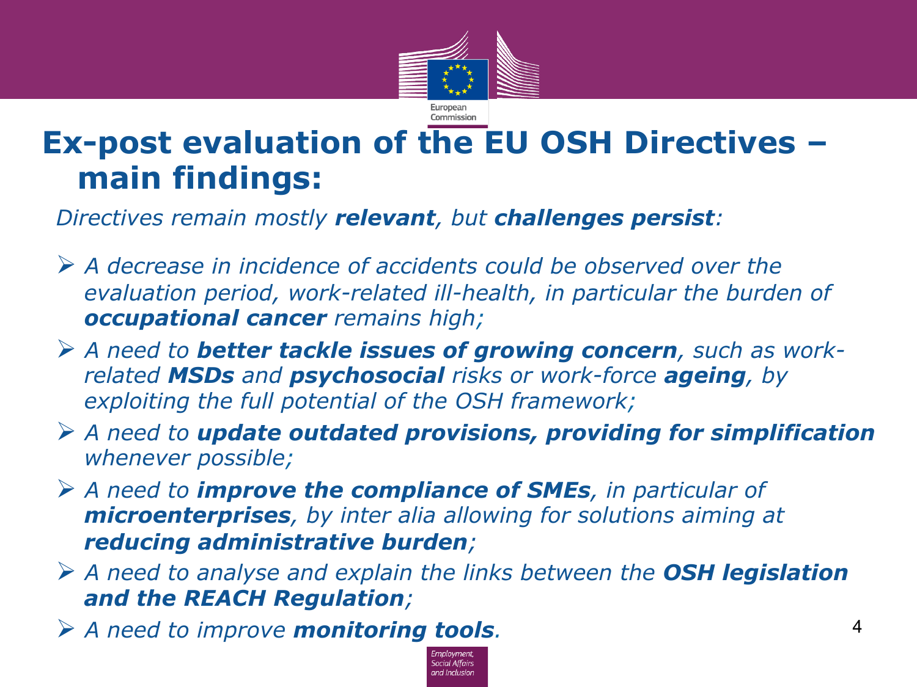# Ex-post evaluation of the EU OSH Directives – main findings:

*Directives remain mostly **relevant**, but **challenges persist**:*

- *A decrease in incidence of accidents could be observed over the evaluation period, work-related ill-health, in particular the burden of **occupational cancer** remains high;*
- *A need to **better tackle issues of growing concern**, such as work-related **MSDs** and **psychosocial** risks or work-force **ageing**, by exploiting the full potential of the OSH framework;*
- *A need to **update outdated provisions, providing for simplification** whenever possible;*
- *A need to **improve the compliance of SMEs**, in particular of **microenterprises**, by inter alia allowing for solutions aiming at **reducing administrative burden**;*
- *A need to analyse and explain the links between the **OSH legislation and the REACH Regulation**;*
- *A need to improve **monitoring tools**.*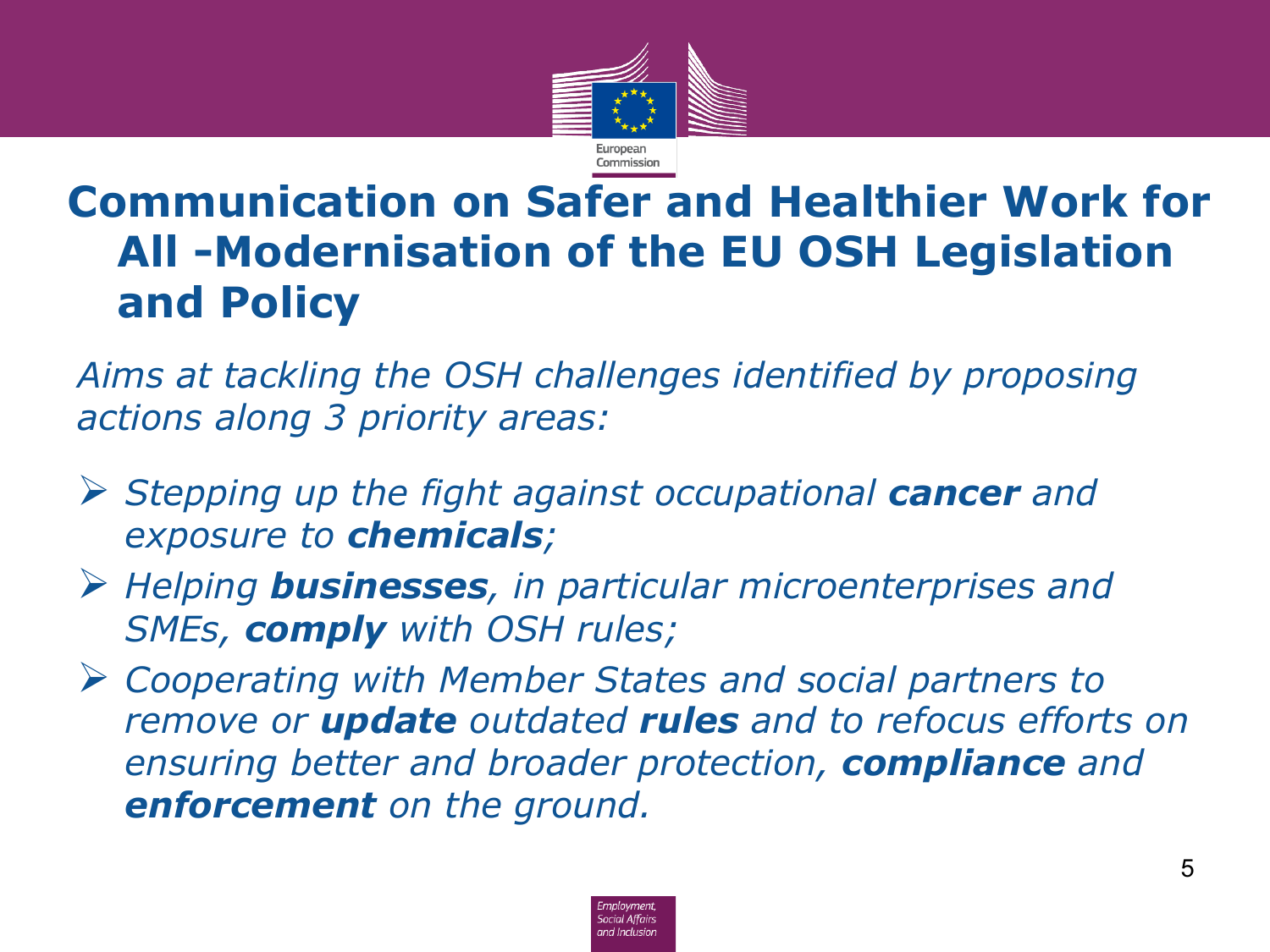# Communication on Safer and Healthier Work for All -Modernisation of the EU OSH Legislation and Policy

*Aims at tackling the OSH challenges identified by proposing actions along 3 priority areas:*

- *Stepping up the fight against occupational **cancer** and exposure to **chemicals**;*
- *Helping **businesses**, in particular microenterprises and SMEs, **comply** with OSH rules;*
- *Cooperating with Member States and social partners to remove or **update** outdated **rules** and to refocus efforts on ensuring better and broader protection, **compliance** and **enforcement** on the ground.*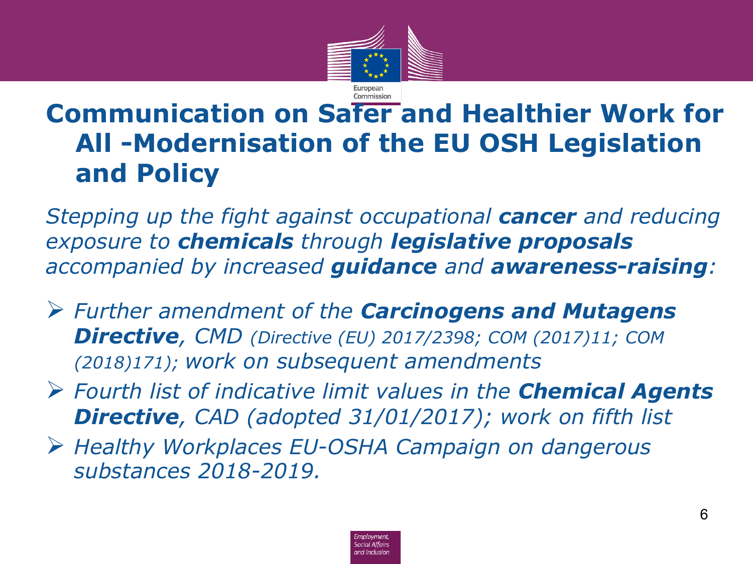# Communication on Safer and Healthier Work for All -Modernisation of the EU OSH Legislation and Policy

*Stepping up the fight against occupational **cancer** and reducing exposure to **chemicals** through **legislative proposals** accompanied by increased **guidance** and **awareness-raising**:*

- *Further amendment of the **Carcinogens and Mutagens Directive**, CMD (Directive (EU) 2017/2398; COM (2017)11; COM (2018)171); work on subsequent amendments*
- *Fourth list of indicative limit values in the **Chemical Agents Directive**, CAD (adopted 31/01/2017); work on fifth list*
- *Healthy Workplaces EU-OSHA Campaign on dangerous substances 2018-2019.*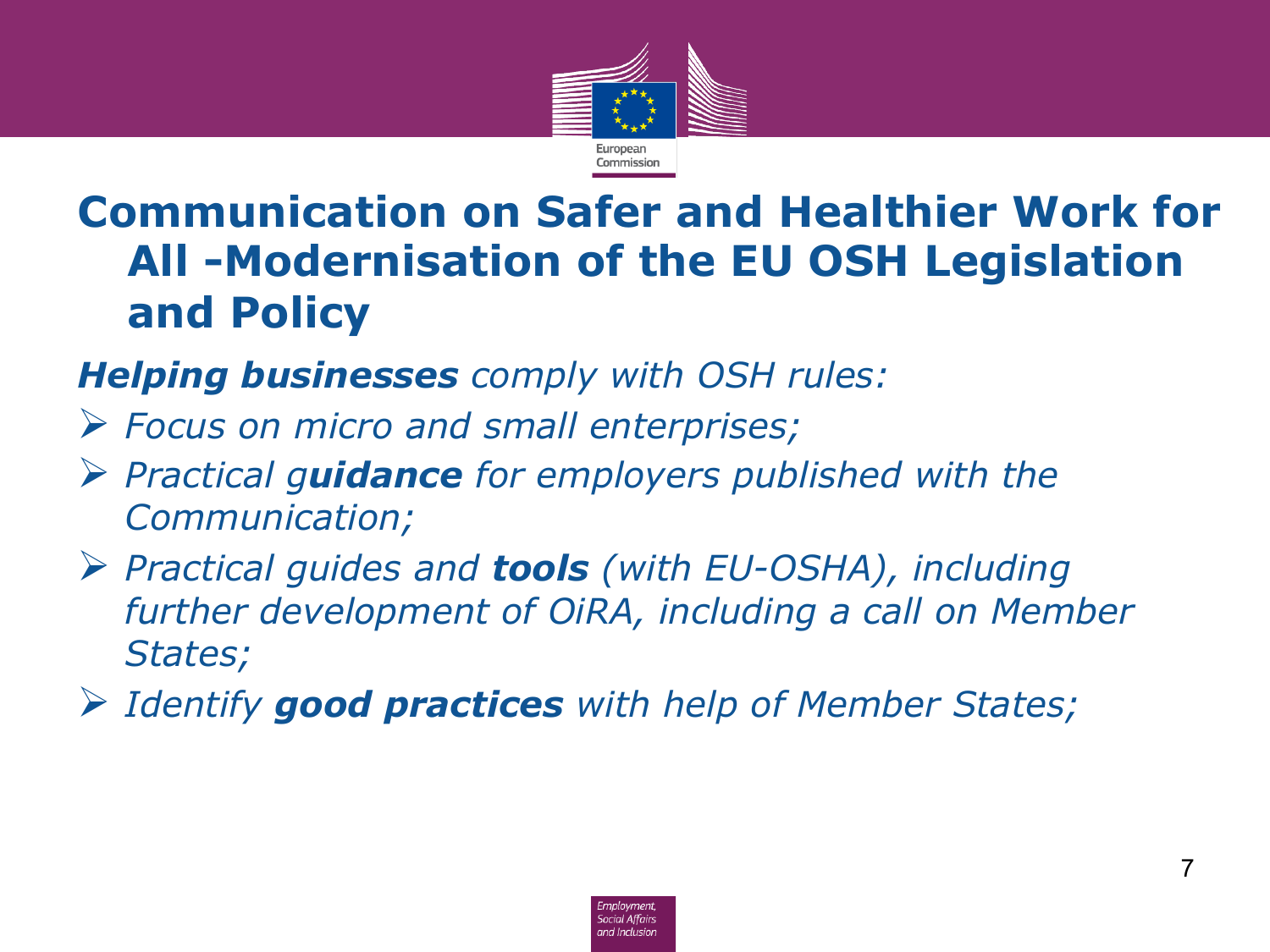# Communication on Safer and Healthier Work for All -Modernisation of the EU OSH Legislation and Policy

***Helping businesses*** *comply with OSH rules:*

- *Focus on micro and small enterprises;*
- *Practical g**uidance** for employers published with the Communication;*
- *Practical guides and **tools** (with EU-OSHA), including further development of OiRA, including a call on Member States;*
- *Identify **good practices** with help of Member States;*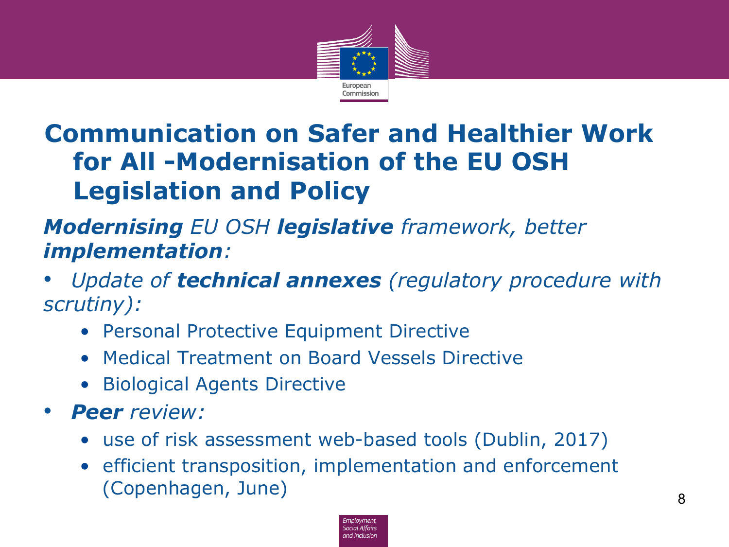# Communication on Safer and Healthier Work for All -Modernisation of the EU OSH Legislation and Policy

***Modernising*** *EU OSH* ***legislative*** *framework, better* ***implementation****:*

- *Update of* ***technical annexes*** *(regulatory procedure with scrutiny):*
  - Personal Protective Equipment Directive
  - Medical Treatment on Board Vessels Directive
  - Biological Agents Directive
- ***Peer*** *review:*
  - use of risk assessment web-based tools (Dublin, 2017)
  - efficient transposition, implementation and enforcement (Copenhagen, June)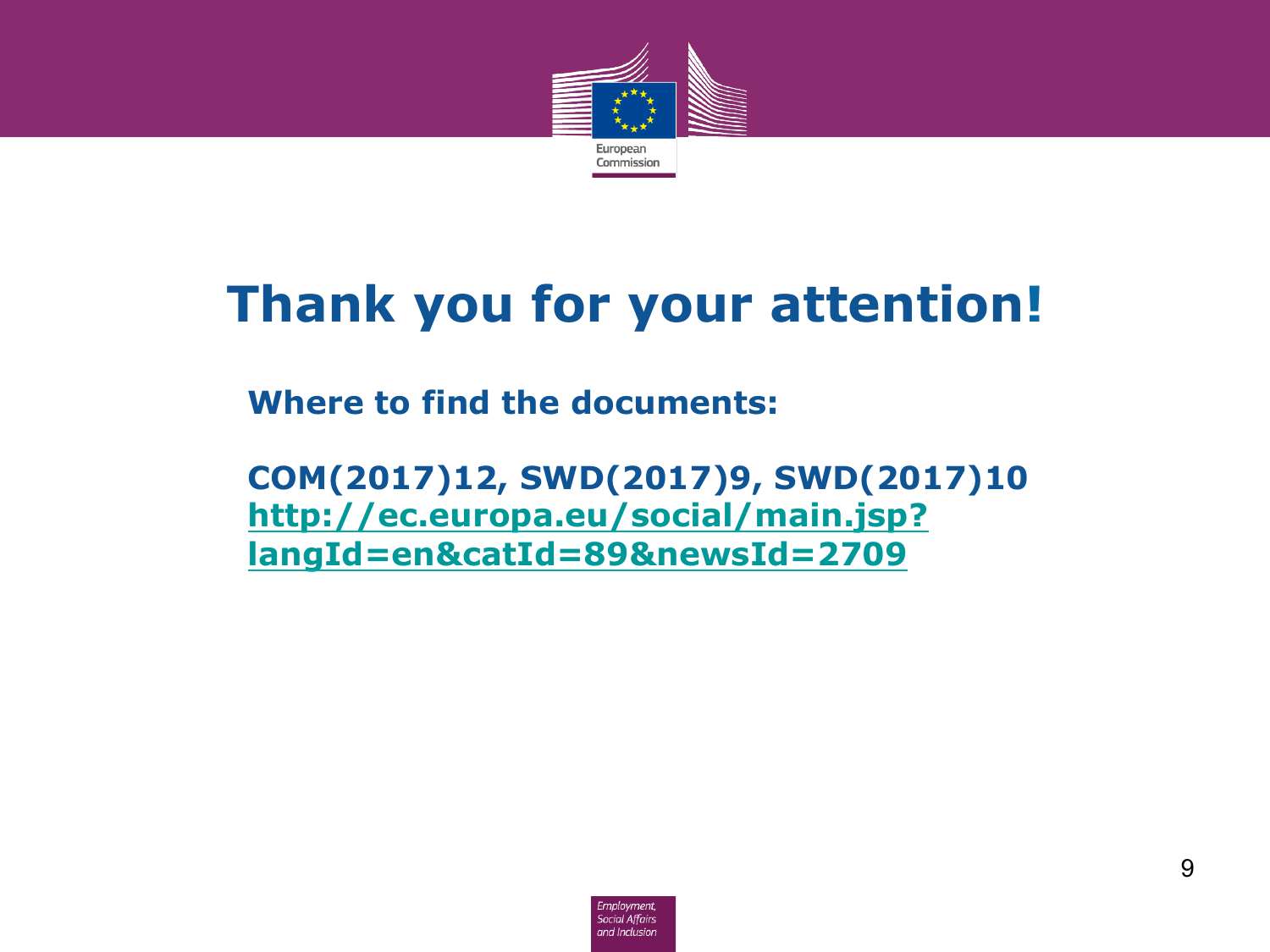# Thank you for your attention!

**Where to find the documents:**

**COM(2017)12, SWD(2017)9, SWD(2017)10**
**http://ec.europa.eu/social/main.jsp?langId=en&catId=89&newsId=2709**